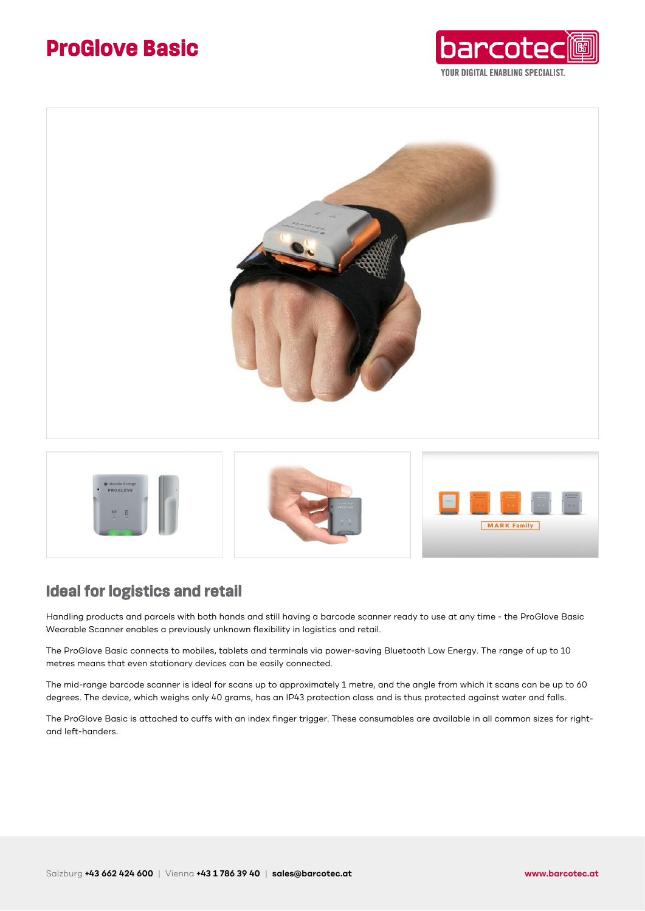# ProGlove Basic

## Ideal for logistics and retail

Handling products and parcels with both hands and still having a barcode scanner ready to use at any time - the ProGlove Basic Wearable Scanner enables a previously unknown flexibility in logistics and retail.

The ProGlove Basic connects to mobiles, tablets and terminals via power-saving Bluetooth Low Energy. The range of up to 10 metres means that even stationary devices can be easily connected.

The mid-range barcode scanner is ideal for scans up to approximately 1 metre, and the angle from which it scans can be up to 60 degrees. The device, which weighs only 40 grams, has an IP43 protection class and is thus protected against water and falls.

The ProGlove Basic is attached to cuffs with an index finger trigger. These consumables are available in all common sizes for right- and left-handers.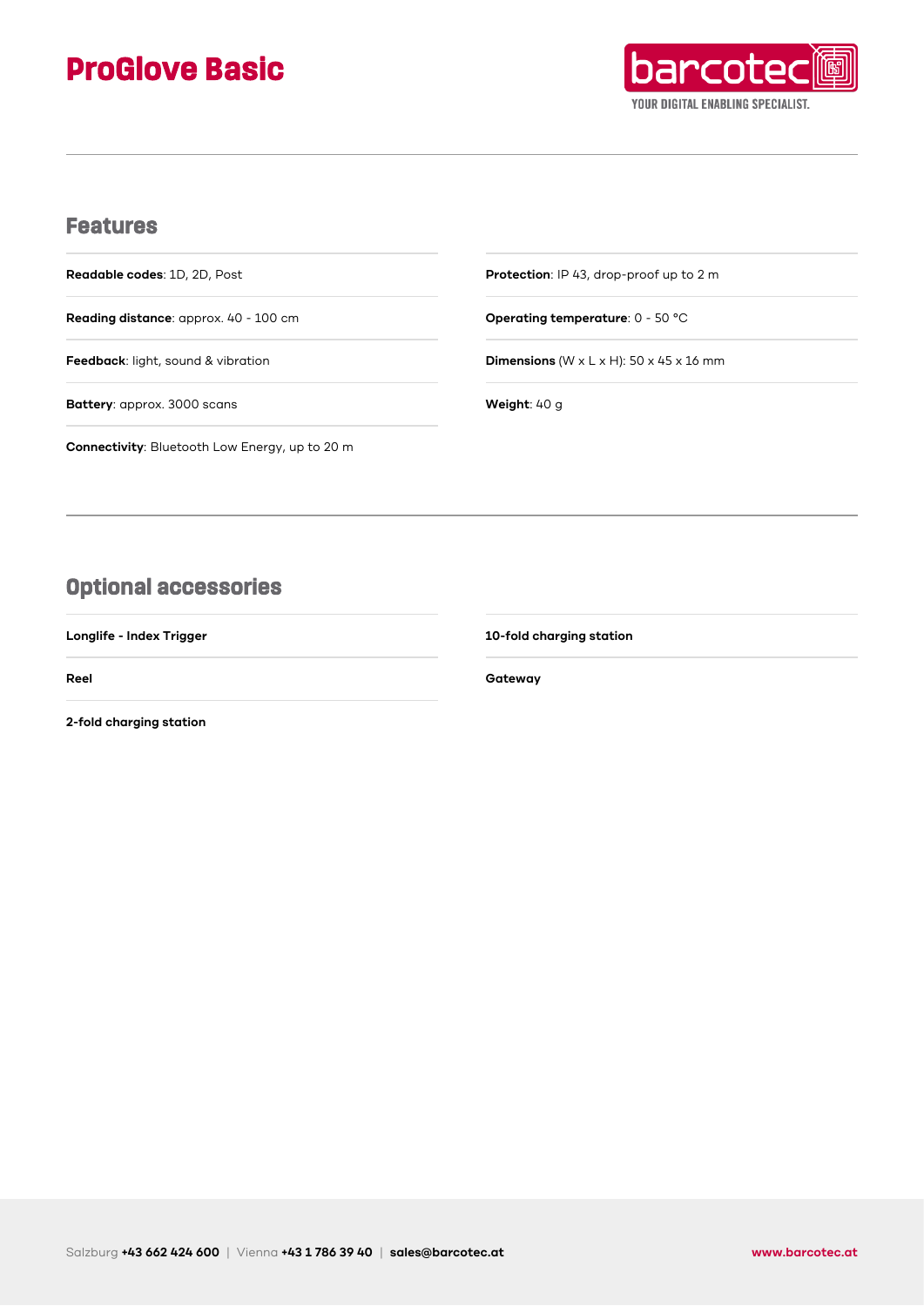# ProGlove Basic

## Features

**Readable codes**: 1D, 2D, Post

**Reading distance**: approx. 40 - 100 cm

**Feedback**: light, sound & vibration

**Battery**: approx. 3000 scans

**Connectivity**: Bluetooth Low Energy, up to 20 m

**Protection**: IP 43, drop-proof up to 2 m

**Operating temperature**: 0 - 50 °C

**Dimensions** (W x L x H): 50 x 45 x 16 mm

**Weight**: 40 g

## Optional accessories

**Longlife - Index Trigger**

**Reel**

**2-fold charging station**

**10-fold charging station**

**Gateway**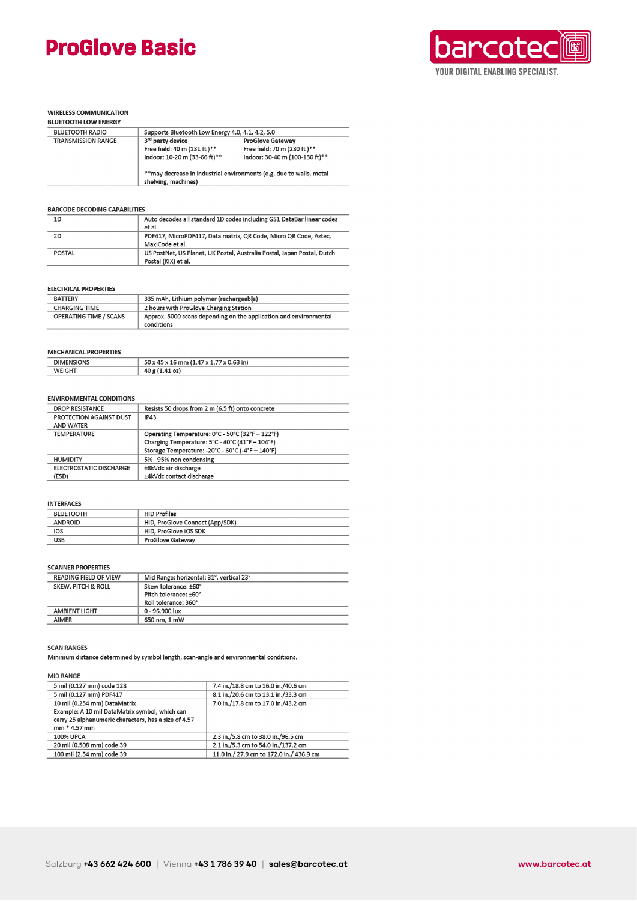# ProGlove Basic

barcotec
YOUR DIGITAL ENABLING SPECIALIST.

## WIRELESS COMMUNICATION

### BLUETOOTH LOW ENERGY

| | | |
|---|---|---|
| BLUETOOTH RADIO | Supports Bluetooth Low Energy 4.0, 4.1, 4.2, 5.0 | |
| TRANSMISSION RANGE | **3rd party device**<br>Free field: 40 m (131 ft )**<br>Indoor: 10-20 m (33-66 ft)** | **ProGlove Gateway**<br>Free field: 70 m (230 ft )**<br>Indoor: 30-40 m (100-130 ft)** |
| | **may decrease in industrial environments (e.g. due to walls, metal shelving, machines) | |

## BARCODE DECODING CAPABILITIES

| | |
|---|---|
| 1D | Auto decodes all standard 1D codes including GS1 DataBar linear codes et al. |
| 2D | PDF417, MicroPDF417, Data matrix, QR Code, Micro QR Code, Aztec, MaxiCode et al. |
| POSTAL | US PostNet, US Planet, UK Postal, Australia Postal, Japan Postal, Dutch Postal (KIX) et al. |

## ELECTRICAL PROPERTIES

| | |
|---|---|
| BATTERY | 335 mAh, Lithium polymer (rechargeable) |
| CHARGING TIME | 2 hours with ProGlove Charging Station |
| OPERATING TIME / SCANS | Approx. 5000 scans depending on the application and environmental conditions |

## MECHANICAL PROPERTIES

| | |
|---|---|
| DIMENSIONS | 50 x 45 x 16 mm (1.47 x 1.77 x 0.63 in) |
| WEIGHT | 40 g (1.41 oz) |

## ENVIRONMENTAL CONDITIONS

| | |
|---|---|
| DROP RESISTANCE | Resists 50 drops from 2 m (6.5 ft) onto concrete |
| PROTECTION AGAINST DUST AND WATER | IP43 |
| TEMPERATURE | Operating Temperature: 0°C - 50°C (32°F – 122°F)<br>Charging Temperature: 5°C - 40°C (41°F – 104°F)<br>Storage Temperature: -20°C - 60°C (-4°F – 140°F) |
| HUMIDITY | 5% - 95% non condensing |
| ELECTROSTATIC DISCHARGE (ESD) | ±8kVdc air discharge<br>±4kVdc contact discharge |

## INTERFACES

| | |
|---|---|
| BLUETOOTH | HID Profiles |
| ANDROID | HID, ProGlove Connect (App/SDK) |
| IOS | HID, ProGlove iOS SDK |
| USB | ProGlove Gateway |

## SCANNER PROPERTIES

| | |
|---|---|
| READING FIELD OF VIEW | Mid Range: horizontal: 31°, vertical 23° |
| SKEW, PITCH & ROLL | Skew tolerance: ±60°<br>Pitch tolerance: ±60°<br>Roll tolerance: 360° |
| AMBIENT LIGHT | 0 - 96,900 lux |
| AIMER | 650 nm, 1 mW |

## SCAN RANGES

Minimum distance determined by symbol length, scan-angle and environmental conditions.

MID RANGE

| | |
|---|---|
| 5 mil (0.127 mm) code 128 | 7.4 in./18.8 cm to 16.0 in./40.6 cm |
| 5 mil (0.127 mm) PDF417 | 8.1 in./20.6 cm to 13.1 in./33.3 cm |
| 10 mil (0.254 mm) DataMatrix<br>Example: A 10 mil DataMatrix symbol, which can carry 25 alphanumeric characters, has a size of 4.57 mm * 4.57 mm | 7.0 in./17.8 cm to 17.0 in./43.2 cm |
| 100% UPCA | 2.3 in./5.8 cm to 38.0 in./96.5 cm |
| 20 mil (0.508 mm) code 39 | 2.1 in./5.3 cm to 54.0 in./137.2 cm |
| 100 mil (2.54 mm) code 39 | 11.0 in./ 27.9 cm to 172.0 in./ 436.9 cm |

Salzburg **+43 662 424 600** | Vienna **+43 1 786 39 40** | **sales@barcotec.at**   **www.barcotec.at**